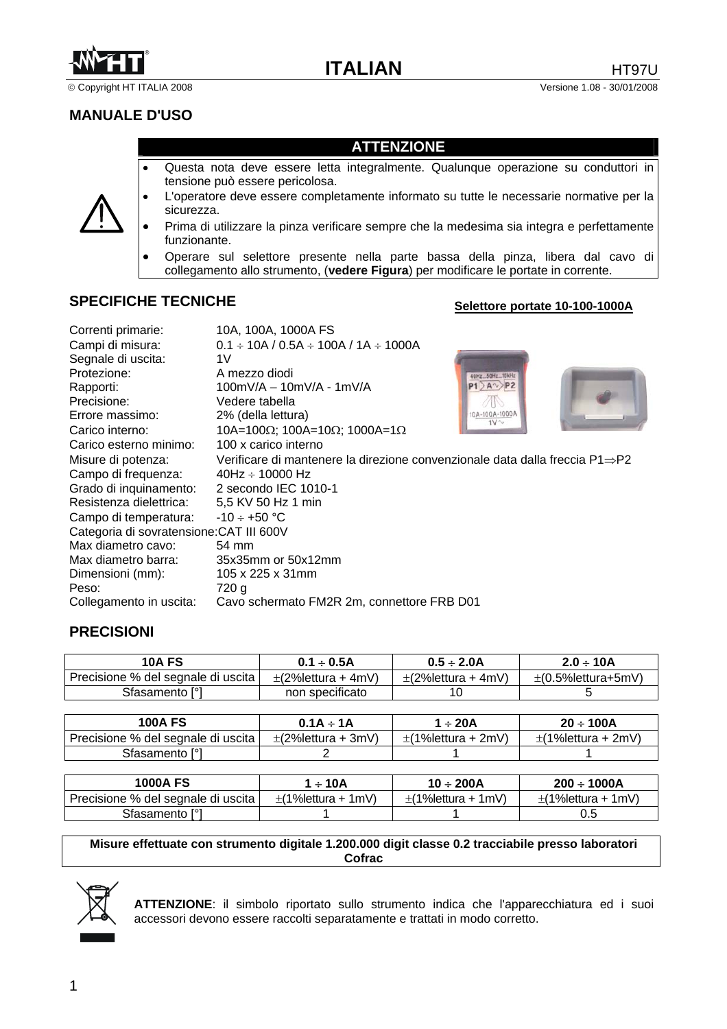# MANUALE D'USO

| ATTENZIONE |
|---|
| • Questa nota deve essere letta integralmente. Qualunque operazione su conduttori in tensione può essere pericolosa.<br>• L'operatore deve essere completamente informato su tutte le necessarie normative per la sicurezza.<br>• Prima di utilizzare la pinza verificare sempre che la medesima sia integra e perfettamente funzionante.<br>• Operare sul selettore presente nella parte bassa della pinza, libera dal cavo di collegamento allo strumento, (**vedere Figura**) per modificare le portate in corrente. |

## SPECIFICHE TECNICHE

**Selettore portate 10-100-1000A**

| | |
|---|---|
| Correnti primarie: | 10A, 100A, 1000A FS |
| Campi di misura: | 0.1 ÷ 10A / 0.5A ÷ 100A / 1A ÷ 1000A |
| Segnale di uscita: | 1V |
| Protezione: | A mezzo diodi |
| Rapporti: | 100mV/A – 10mV/A - 1mV/A |
| Precisione: | Vedere tabella |
| Errore massimo: | 2% (della lettura) |
| Carico interno: | 10A=100Ω; 100A=10Ω; 1000A=1Ω |
| Carico esterno minimo: | 100 x carico interno |
| Misure di potenza: | Verificare di mantenere la direzione convenzionale data dalla freccia P1⇒P2 |
| Campo di frequenza: | 40Hz ÷ 10000 Hz |
| Grado di inquinamento: | 2 secondo IEC 1010-1 |
| Resistenza dielettrica: | 5,5 KV 50 Hz 1 min |
| Campo di temperatura: | -10 ÷ +50 °C |
| Categoria di sovratensione: | CAT III 600V |
| Max diametro cavo: | 54 mm |
| Max diametro barra: | 35x35mm or 50x12mm |
| Dimensioni (mm): | 105 x 225 x 31mm |
| Peso: | 720 g |
| Collegamento in uscita: | Cavo schermato FM2R 2m, connettore FRB D01 |

## PRECISIONI

| 10A FS | 0.1 ÷ 0.5A | 0.5 ÷ 2.0A | 2.0 ÷ 10A |
|---|---|---|---|
| Precisione % del segnale di uscita | ±(2%lettura + 4mV) | ±(2%lettura + 4mV) | ±(0.5%lettura+5mV) |
| Sfasamento [°] | non specificato | 10 | 5 |

| 100A FS | 0.1A ÷ 1A | 1 ÷ 20A | 20 ÷ 100A |
|---|---|---|---|
| Precisione % del segnale di uscita | ±(2%lettura + 3mV) | ±(1%lettura + 2mV) | ±(1%lettura + 2mV) |
| Sfasamento [°] | 2 | 1 | 1 |

| 1000A FS | 1 ÷ 10A | 10 ÷ 200A | 200 ÷ 1000A |
|---|---|---|---|
| Precisione % del segnale di uscita | ±(1%lettura + 1mV) | ±(1%lettura + 1mV) | ±(1%lettura + 1mV) |
| Sfasamento [°] | 1 | 1 | 0.5 |

**Misure effettuate con strumento digitale 1.200.000 digit classe 0.2 tracciabile presso laboratori Cofrac**

**ATTENZIONE**: il simbolo riportato sullo strumento indica che l'apparecchiatura ed i suoi accessori devono essere raccolti separatamente e trattati in modo corretto.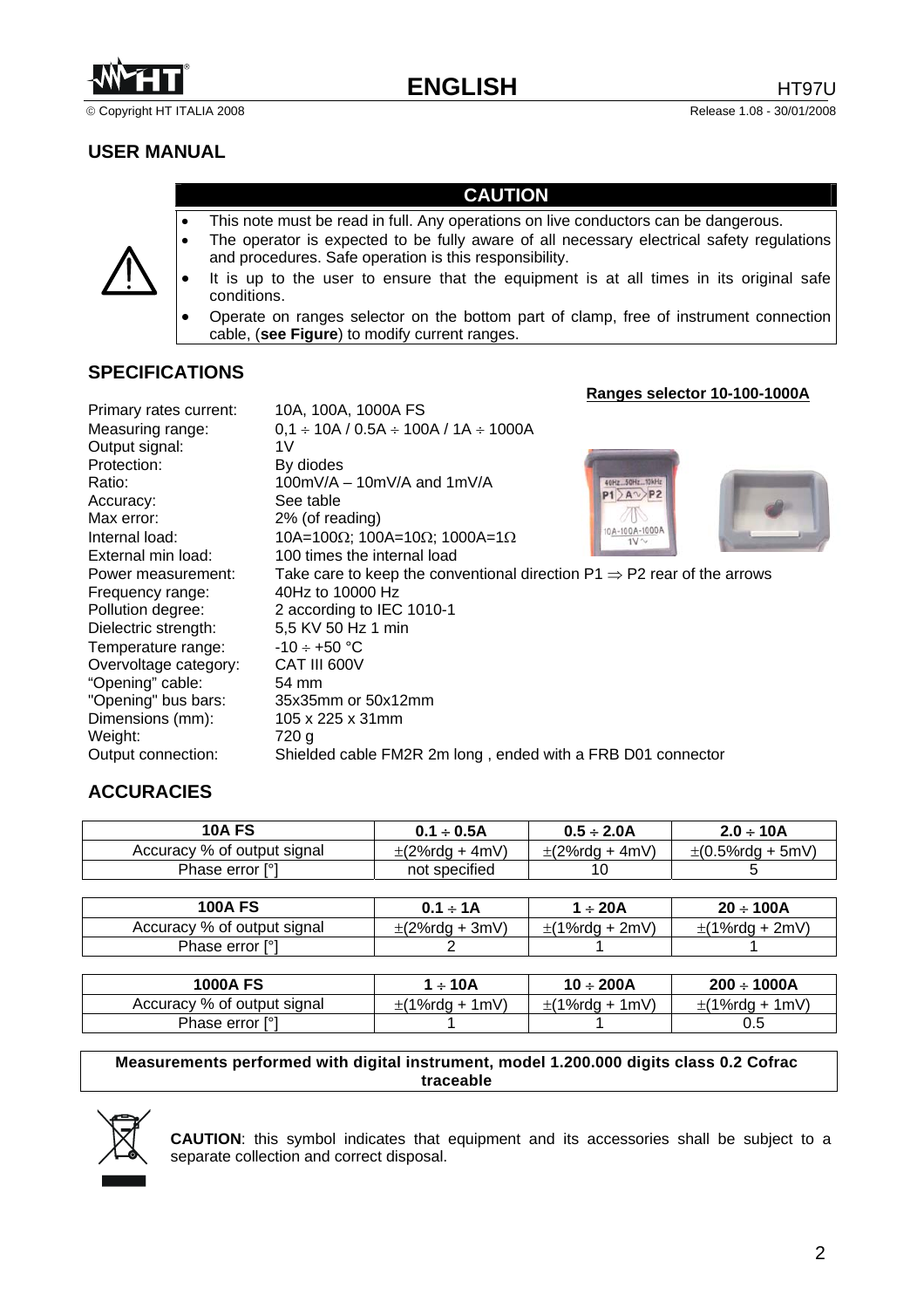## USER MANUAL

**CAUTION**

- This note must be read in full. Any operations on live conductors can be dangerous.
- The operator is expected to be fully aware of all necessary electrical safety regulations and procedures. Safe operation is this responsibility.
- It is up to the user to ensure that the equipment is at all times in its original safe conditions.
- Operate on ranges selector on the bottom part of clamp, free of instrument connection cable, (**see Figure**) to modify current ranges.

## SPECIFICATIONS

**Ranges selector 10-100-1000A**

| | |
|---|---|
| Primary rates current: | 10A, 100A, 1000A FS |
| Measuring range: | 0,1 ÷ 10A / 0.5A ÷ 100A / 1A ÷ 1000A |
| Output signal: | 1V |
| Protection: | By diodes |
| Ratio: | 100mV/A – 10mV/A and 1mV/A |
| Accuracy: | See table |
| Max error: | 2% (of reading) |
| Internal load: | 10A=100Ω; 100A=10Ω; 1000A=1Ω |
| External min load: | 100 times the internal load |
| Power measurement: | Take care to keep the conventional direction P1 ⇒ P2 rear of the arrows |
| Frequency range: | 40Hz to 10000 Hz |
| Pollution degree: | 2 according to IEC 1010-1 |
| Dielectric strength: | 5,5 KV 50 Hz 1 min |
| Temperature range: | -10 ÷ +50 °C |
| Overvoltage category: | CAT III 600V |
| “Opening” cable: | 54 mm |
| "Opening" bus bars: | 35x35mm or 50x12mm |
| Dimensions (mm): | 105 x 225 x 31mm |
| Weight: | 720 g |
| Output connection: | Shielded cable FM2R 2m long , ended with a FRB D01 connector |

## ACCURACIES

| **10A FS** | **0.1 ÷ 0.5A** | **0.5 ÷ 2.0A** | **2.0 ÷ 10A** |
|---|---|---|---|
| Accuracy % of output signal | ±(2%rdg + 4mV) | ±(2%rdg + 4mV) | ±(0.5%rdg + 5mV) |
| Phase error [°] | not specified | 10 | 5 |

| **100A FS** | **0.1 ÷ 1A** | **1 ÷ 20A** | **20 ÷ 100A** |
|---|---|---|---|
| Accuracy % of output signal | ±(2%rdg + 3mV) | ±(1%rdg + 2mV) | ±(1%rdg + 2mV) |
| Phase error [°] | 2 | 1 | 1 |

| **1000A FS** | **1 ÷ 10A** | **10 ÷ 200A** | **200 ÷ 1000A** |
|---|---|---|---|
| Accuracy % of output signal | ±(1%rdg + 1mV) | ±(1%rdg + 1mV) | ±(1%rdg + 1mV) |
| Phase error [°] | 1 | 1 | 0.5 |

**Measurements performed with digital instrument, model 1.200.000 digits class 0.2 Cofrac traceable**

**CAUTION**: this symbol indicates that equipment and its accessories shall be subject to a separate collection and correct disposal.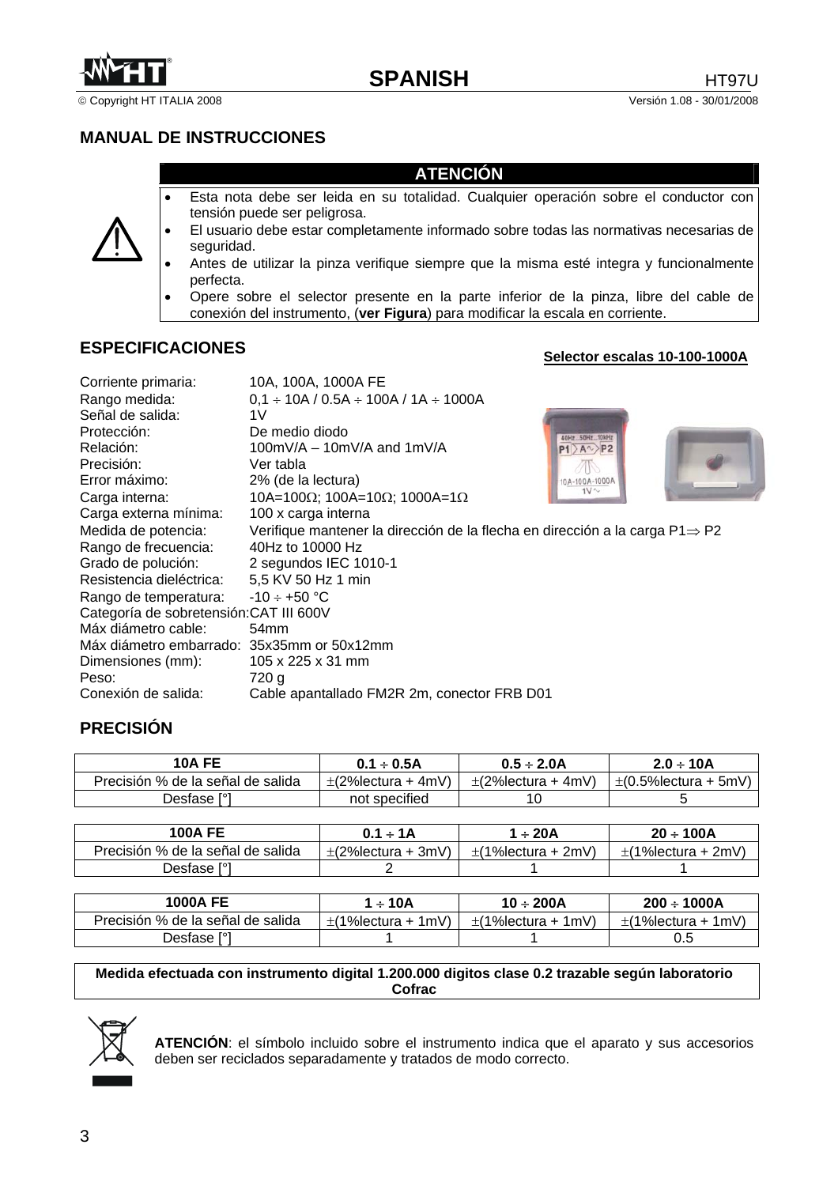## MANUAL DE INSTRUCCIONES

### ATENCIÓN

- Esta nota debe ser leida en su totalidad. Cualquier operación sobre el conductor con tensión puede ser peligrosa.
- El usuario debe estar completamente informado sobre todas las normativas necesarias de seguridad.
- Antes de utilizar la pinza verifique siempre que la misma esté integra y funcionalmente perfecta.
- Opere sobre el selector presente en la parte inferior de la pinza, libre del cable de conexión del instrumento, (**ver Figura**) para modificar la escala en corriente.

## ESPECIFICACIONES

**Selector escalas 10-100-1000A**

| | |
|---|---|
| Corriente primaria: | 10A, 100A, 1000A FE |
| Rango medida: | 0,1 ÷ 10A / 0.5A ÷ 100A / 1A ÷ 1000A |
| Señal de salida: | 1V |
| Protección: | De medio diodo |
| Relación: | 100mV/A – 10mV/A and 1mV/A |
| Precisión: | Ver tabla |
| Error máximo: | 2% (de la lectura) |
| Carga interna: | 10A=100Ω; 100A=10Ω; 1000A=1Ω |
| Carga externa mínima: | 100 x carga interna |
| Medida de potencia: | Verifique mantener la dirección de la flecha en dirección a la carga P1⇒ P2 |
| Rango de frecuencia: | 40Hz to 10000 Hz |
| Grado de polución: | 2 segundos IEC 1010-1 |
| Resistencia dieléctrica: | 5,5 KV 50 Hz 1 min |
| Rango de temperatura: | -10 ÷ +50 °C |
| Categoría de sobretensión: | CAT III 600V |
| Máx diámetro cable: | 54mm |
| Máx diámetro embarrado: | 35x35mm or 50x12mm |
| Dimensiones (mm): | 105 x 225 x 31 mm |
| Peso: | 720 g |
| Conexión de salida: | Cable apantallado FM2R 2m, conector FRB D01 |

## PRECISIÓN

| 10A FE | 0.1 ÷ 0.5A | 0.5 ÷ 2.0A | 2.0 ÷ 10A |
|---|---|---|---|
| Precisión % de la señal de salida | ±(2%lectura + 4mV) | ±(2%lectura + 4mV) | ±(0.5%lectura + 5mV) |
| Desfase [°] | not specified | 10 | 5 |

| 100A FE | 0.1 ÷ 1A | 1 ÷ 20A | 20 ÷ 100A |
|---|---|---|---|
| Precisión % de la señal de salida | ±(2%lectura + 3mV) | ±(1%lectura + 2mV) | ±(1%lectura + 2mV) |
| Desfase [°] | 2 | 1 | 1 |

| 1000A FE | 1 ÷ 10A | 10 ÷ 200A | 200 ÷ 1000A |
|---|---|---|---|
| Precisión % de la señal de salida | ±(1%lectura + 1mV) | ±(1%lectura + 1mV) | ±(1%lectura + 1mV) |
| Desfase [°] | 1 | 1 | 0.5 |

**Medida efectuada con instrumento digital 1.200.000 digitos clase 0.2 trazable según laboratorio Cofrac**

**ATENCIÓN**: el símbolo incluido sobre el instrumento indica que el aparato y sus accesorios deben ser reciclados separadamente y tratados de modo correcto.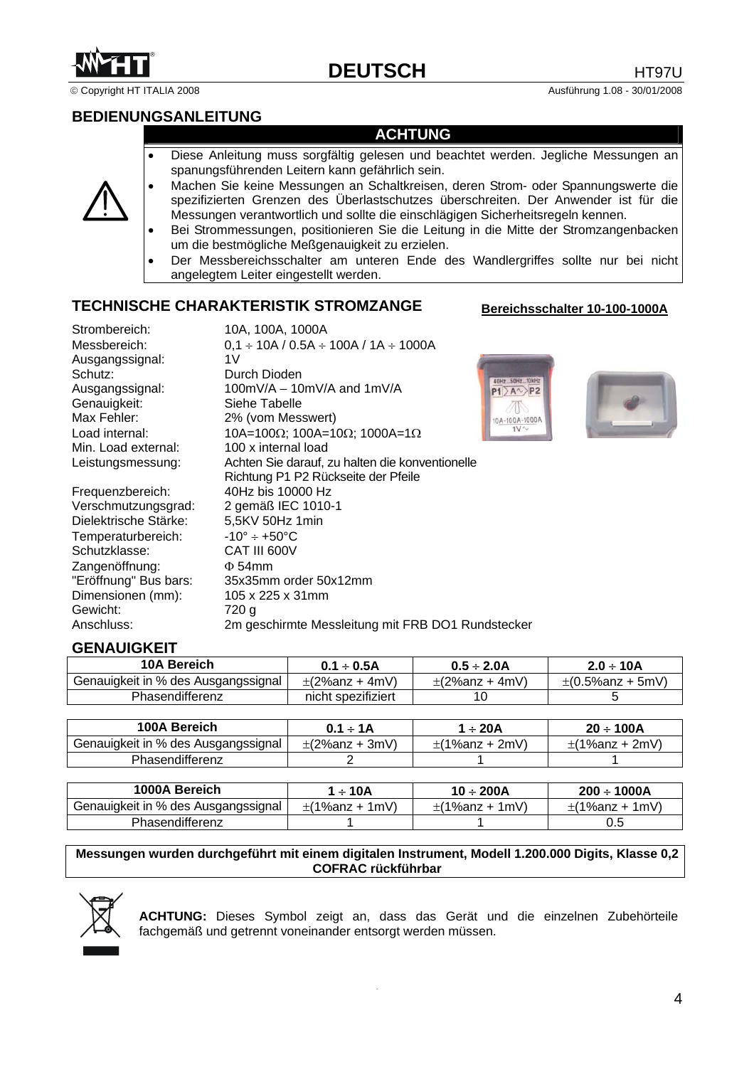# DEUTSCH

HT97U

© Copyright HT ITALIA 2008 Ausführung 1.08 - 30/01/2008

## BEDIENUNGSANLEITUNG

**ACHTUNG**

- Diese Anleitung muss sorgfältig gelesen und beachtet werden. Jegliche Messungen an spanungsführenden Leitern kann gefährlich sein.
- Machen Sie keine Messungen an Schaltkreisen, deren Strom- oder Spannungswerte die spezifizierten Grenzen des Überlastschutzes überschreiten. Der Anwender ist für die Messungen verantwortlich und sollte die einschlägigen Sicherheitsregeln kennen.
- Bei Strommessungen, positionieren Sie die Leitung in die Mitte der Stromzangenbacken um die bestmögliche Meßgenauigkeit zu erzielen.
- Der Messbereichsschalter am unteren Ende des Wandlergriffes sollte nur bei nicht angelegtem Leiter eingestellt werden.

## TECHNISCHE CHARAKTERISTIK STROMZANGE

**Bereichsschalter 10-100-1000A**

| | |
|---|---|
| Strombereich: | 10A, 100A, 1000A |
| Messbereich: | 0,1 ÷ 10A / 0.5A ÷ 100A / 1A ÷ 1000A |
| Ausgangssignal: | 1V |
| Schutz: | Durch Dioden |
| Ausgangssignal: | 100mV/A – 10mV/A and 1mV/A |
| Genauigkeit: | Siehe Tabelle |
| Max Fehler: | 2% (vom Messwert) |
| Load internal: | 10A=100Ω; 100A=10Ω; 1000A=1Ω |
| Min. Load external: | 100 x internal load |
| Leistungsmessung: | Achten Sie darauf, zu halten die konventionelle Richtung P1 P2 Rückseite der Pfeile |
| Frequenzbereich: | 40Hz bis 10000 Hz |
| Verschmutzungsgrad: | 2 gemäß IEC 1010-1 |
| Dielektrische Stärke: | 5,5KV 50Hz 1min |
| Temperaturbereich: | -10° ÷ +50°C |
| Schutzklasse: | CAT III 600V |
| Zangenöffnung: | Φ 54mm |
| "Eröffnung" Bus bars: | 35x35mm order 50x12mm |
| Dimensionen (mm): | 105 x 225 x 31mm |
| Gewicht: | 720 g |
| Anschluss: | 2m geschirmte Messleitung mit FRB DO1 Rundstecker |

## GENAUIGKEIT

| 10A Bereich | 0.1 ÷ 0.5A | 0.5 ÷ 2.0A | 2.0 ÷ 10A |
|---|---|---|---|
| Genauigkeit in % des Ausgangssignal | ±(2%anz + 4mV) | ±(2%anz + 4mV) | ±(0.5%anz + 5mV) |
| Phasendifferenz | nicht spezifiziert | 10 | 5 |

| 100A Bereich | 0.1 ÷ 1A | 1 ÷ 20A | 20 ÷ 100A |
|---|---|---|---|
| Genauigkeit in % des Ausgangssignal | ±(2%anz + 3mV) | ±(1%anz + 2mV) | ±(1%anz + 2mV) |
| Phasendifferenz | 2 | 1 | 1 |

| 1000A Bereich | 1 ÷ 10A | 10 ÷ 200A | 200 ÷ 1000A |
|---|---|---|---|
| Genauigkeit in % des Ausgangssignal | ±(1%anz + 1mV) | ±(1%anz + 1mV) | ±(1%anz + 1mV) |
| Phasendifferenz | 1 | 1 | 0.5 |

**Messungen wurden durchgeführt mit einem digitalen Instrument, Modell 1.200.000 Digits, Klasse 0,2 COFRAC rückführbar**

**ACHTUNG:** Dieses Symbol zeigt an, dass das Gerät und die einzelnen Zubehörteile fachgemäß und getrennt voneinander entsorgt werden müssen.